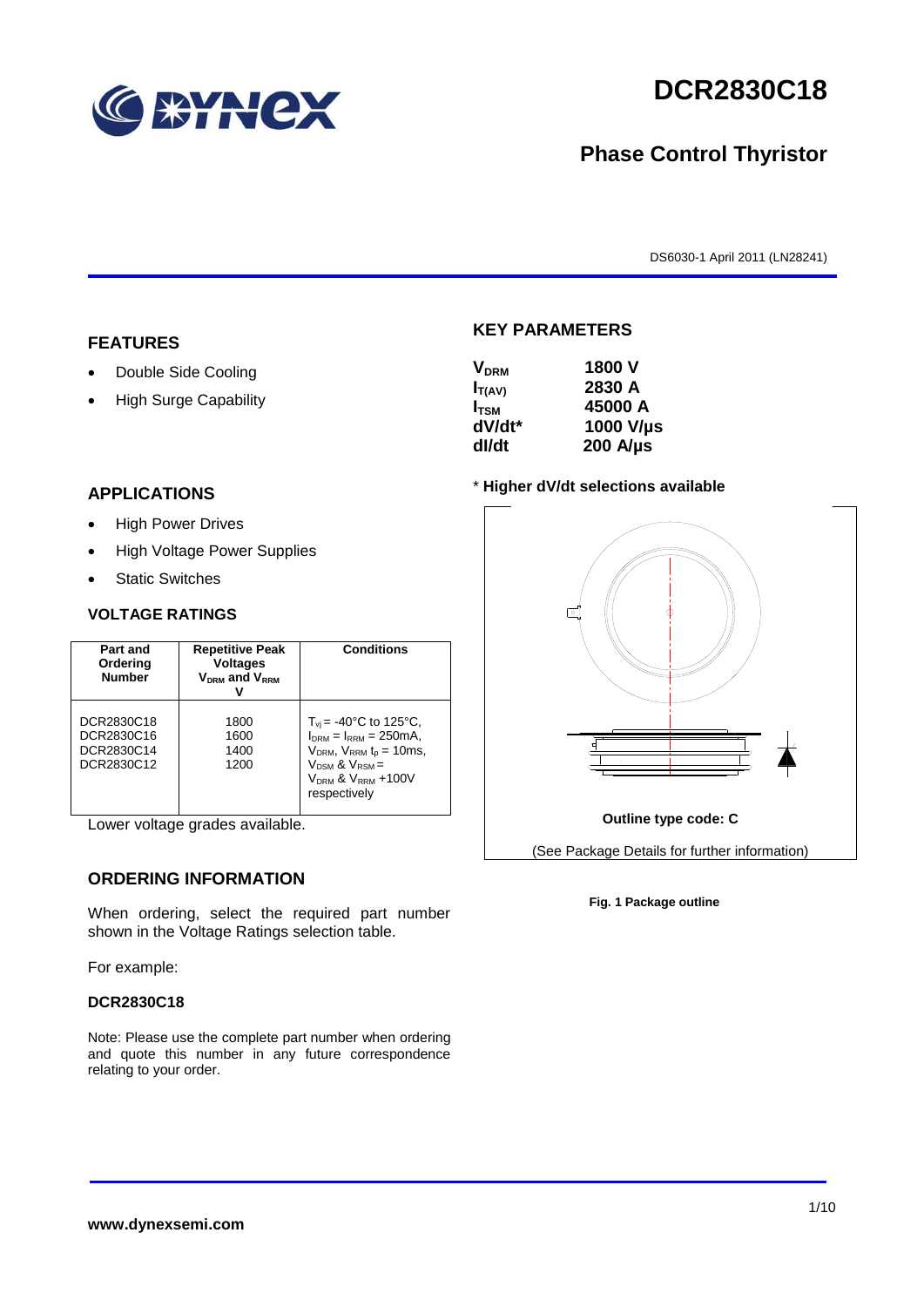# DCR2830C18

## Phase Control Thyristor

DS6030-1 April 2011 (LN28241)

## FEATURES

- Double Side Cooling
- High Surge Capability

## APPLICATIONS

- High Power Drives
- High Voltage Power Supplies
- Static Switches

### VOLTAGE RATINGS

| Part and Ordering Number | Repetitive Peak Voltages $V_{DRM}$ and $V_{RRM}$ V | Conditions |
|---|---|---|
| DCR2830C18<br>DCR2830C16<br>DCR2830C14<br>DCR2830C12 | 1800<br>1600<br>1400<br>1200 | $T_{vj}$ = -40°C to 125°C, $I_{DRM}$ = $I_{RRM}$ = 250mA, $V_{DRM}$, $V_{RRM}$ $t_p$ = 10ms, $V_{DSM}$ & $V_{RSM}$ = $V_{DRM}$ & $V_{RRM}$ +100V respectively |

Lower voltage grades available.

## ORDERING INFORMATION

When ordering, select the required part number shown in the Voltage Ratings selection table.

For example:

**DCR2830C18**

Note: Please use the complete part number when ordering and quote this number in any future correspondence relating to your order.

## KEY PARAMETERS

| | |
|---|---|
| $V_{DRM}$ | 1800 V |
| $I_{T(AV)}$ | 2830 A |
| $I_{TSM}$ | 45000 A |
| dV/dt* | 1000 V/µs |
| dI/dt | 200 A/µs |

\* **Higher dV/dt selections available**

**Outline type code: C**

(See Package Details for further information)

**Fig. 1 Package outline**

**www.dynexsemi.com**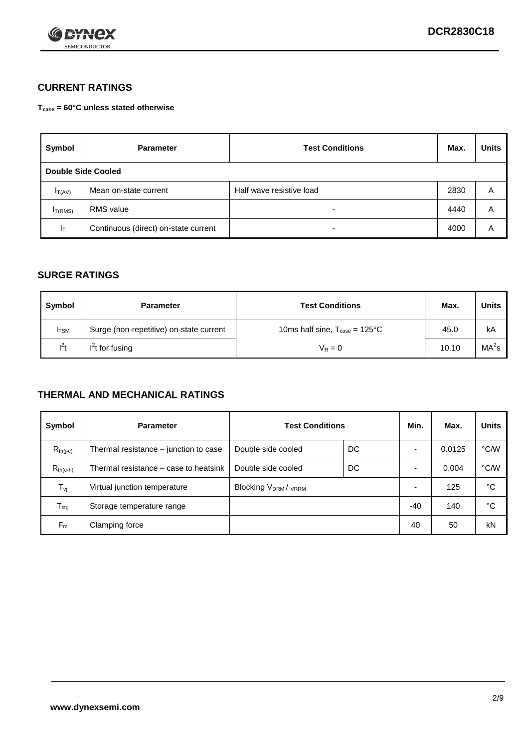## CURRENT RATINGS

**$T_{case}$ = 60°C unless stated otherwise**

| Symbol | Parameter | Test Conditions | Max. | Units |
|---|---|---|---|---|
| **Double Side Cooled** | | | | |
| $I_{T(AV)}$ | Mean on-state current | Half wave resistive load | 2830 | A |
| $I_{T(RMS)}$ | RMS value | - | 4440 | A |
| $I_T$ | Continuous (direct) on-state current | - | 4000 | A |

## SURGE RATINGS

| Symbol | Parameter | Test Conditions | Max. | Units |
|---|---|---|---|---|
| $I_{TSM}$ | Surge (non-repetitive) on-state current | 10ms half sine, $T_{case}$ = 125°C | 45.0 | kA |
| $I^2t$ | $I^2t$ for fusing | $V_R = 0$ | 10.10 | $MA^2s$ |

## THERMAL AND MECHANICAL RATINGS

| Symbol | Parameter | Test Conditions | | Min. | Max. | Units |
|---|---|---|---|---|---|---|
| $R_{th(j-c)}$ | Thermal resistance – junction to case | Double side cooled | DC | - | 0.0125 | °C/W |
| $R_{th(c-h)}$ | Thermal resistance – case to heatsink | Double side cooled | DC | - | 0.004 | °C/W |
| $T_{vj}$ | Virtual junction temperature | Blocking $V_{DRM}$ / $V_{RRM}$ | | - | 125 | °C |
| $T_{stg}$ | Storage temperature range | | | -40 | 140 | °C |
| $F_m$ | Clamping force | | | 40 | 50 | kN |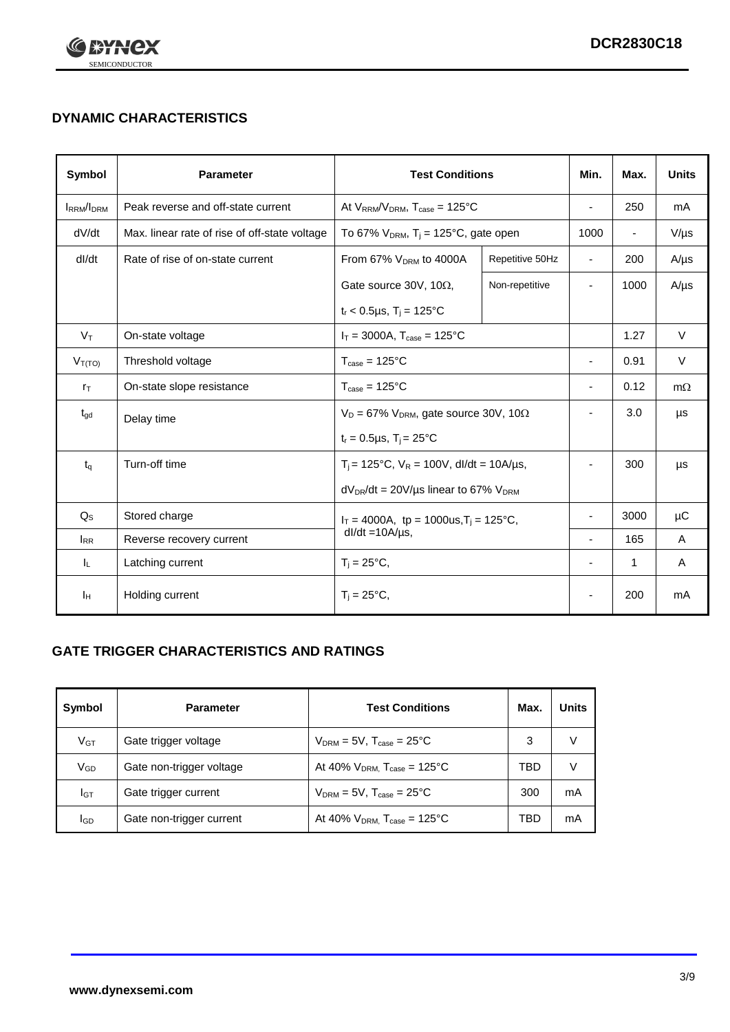## DYNAMIC CHARACTERISTICS

| Symbol | Parameter | Test Conditions | | Min. | Max. | Units |
|---|---|---|---|---|---|---|
| $I_{RRM}/I_{DRM}$ | Peak reverse and off-state current | At $V_{RRM}/V_{DRM}$, $T_{case}$ = 125°C | | - | 250 | mA |
| dV/dt | Max. linear rate of rise of off-state voltage | To 67% $V_{DRM}$, $T_j$ = 125°C, gate open | | 1000 | - | V/µs |
| dI/dt | Rate of rise of on-state current | From 67% $V_{DRM}$ to 4000A | Repetitive 50Hz | - | 200 | A/µs |
| | | Gate source 30V, 10Ω, $t_r$ < 0.5µs, $T_j$ = 125°C | Non-repetitive | - | 1000 | A/µs |
| $V_T$ | On-state voltage | $I_T$ = 3000A, $T_{case}$ = 125°C | | | 1.27 | V |
| $V_{T(TO)}$ | Threshold voltage | $T_{case}$ = 125°C | | - | 0.91 | V |
| $r_T$ | On-state slope resistance | $T_{case}$ = 125°C | | - | 0.12 | mΩ |
| $t_{gd}$ | Delay time | $V_D$ = 67% $V_{DRM}$, gate source 30V, 10Ω, $t_r$ = 0.5µs, $T_j$ = 25°C | | - | 3.0 | µs |
| $t_q$ | Turn-off time | $T_j$ = 125°C, $V_R$ = 100V, dI/dt = 10A/µs, $dV_{DR}/dt$ = 20V/µs linear to 67% $V_{DRM}$ | | - | 300 | µs |
| $Q_S$ | Stored charge | $I_T$ = 4000A, tp = 1000us, $T_j$ = 125°C, dI/dt =10A/µs, | | - | 3000 | µC |
| $I_{RR}$ | Reverse recovery current | | | - | 165 | A |
| $I_L$ | Latching current | $T_j$ = 25°C, | | - | 1 | A |
| $I_H$ | Holding current | $T_j$ = 25°C, | | - | 200 | mA |

## GATE TRIGGER CHARACTERISTICS AND RATINGS

| Symbol | Parameter | Test Conditions | Max. | Units |
|---|---|---|---|---|
| $V_{GT}$ | Gate trigger voltage | $V_{DRM}$ = 5V, $T_{case}$ = 25°C | 3 | V |
| $V_{GD}$ | Gate non-trigger voltage | At 40% $V_{DRM,}$ $T_{case}$ = 125°C | TBD | V |
| $I_{GT}$ | Gate trigger current | $V_{DRM}$ = 5V, $T_{case}$ = 25°C | 300 | mA |
| $I_{GD}$ | Gate non-trigger current | At 40% $V_{DRM,}$ $T_{case}$ = 125°C | TBD | mA |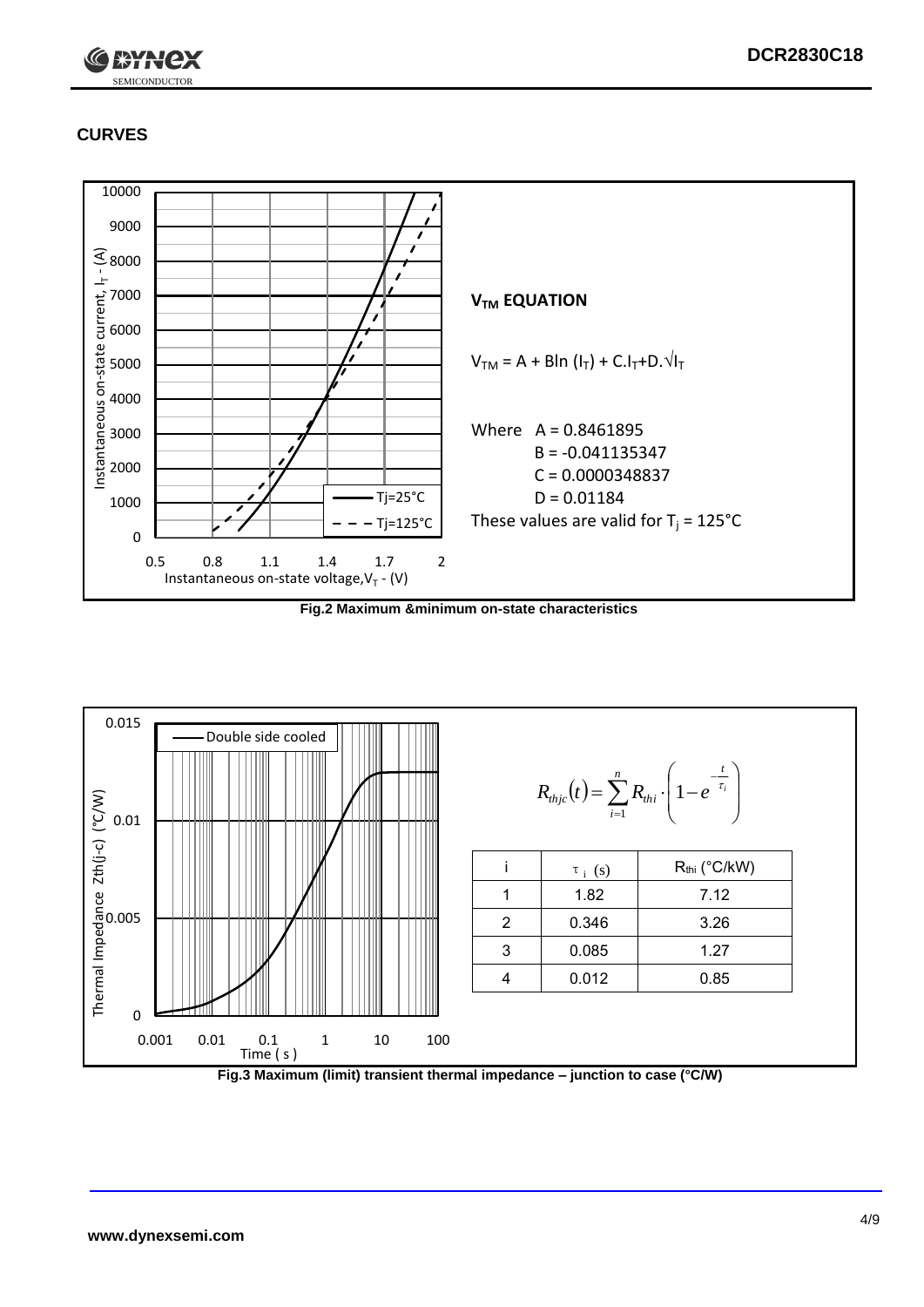## CURVES

### $V_{TM}$ EQUATION

$$V_{TM} = A + B\ln(I_T) + C.I_T + D.\sqrt{I_T}$$

Where A = 0.8461895

B = -0.041135347

C = 0.0000348837

D = 0.01184

These values are valid for $T_j$ = 125°C

**Fig.2 Maximum &minimum on-state characteristics**

$$R_{thjc}(t) = \sum_{i=1}^{n} R_{thi} \cdot \left(1 - e^{-\frac{t}{\tau_i}}\right)$$

| i | $\tau_i$ (s) | $R_{thi}$ (°C/kW) |
|---|---|---|
| 1 | 1.82 | 7.12 |
| 2 | 0.346 | 3.26 |
| 3 | 0.085 | 1.27 |
| 4 | 0.012 | 0.85 |

**Fig.3 Maximum (limit) transient thermal impedance – junction to case (°C/W)**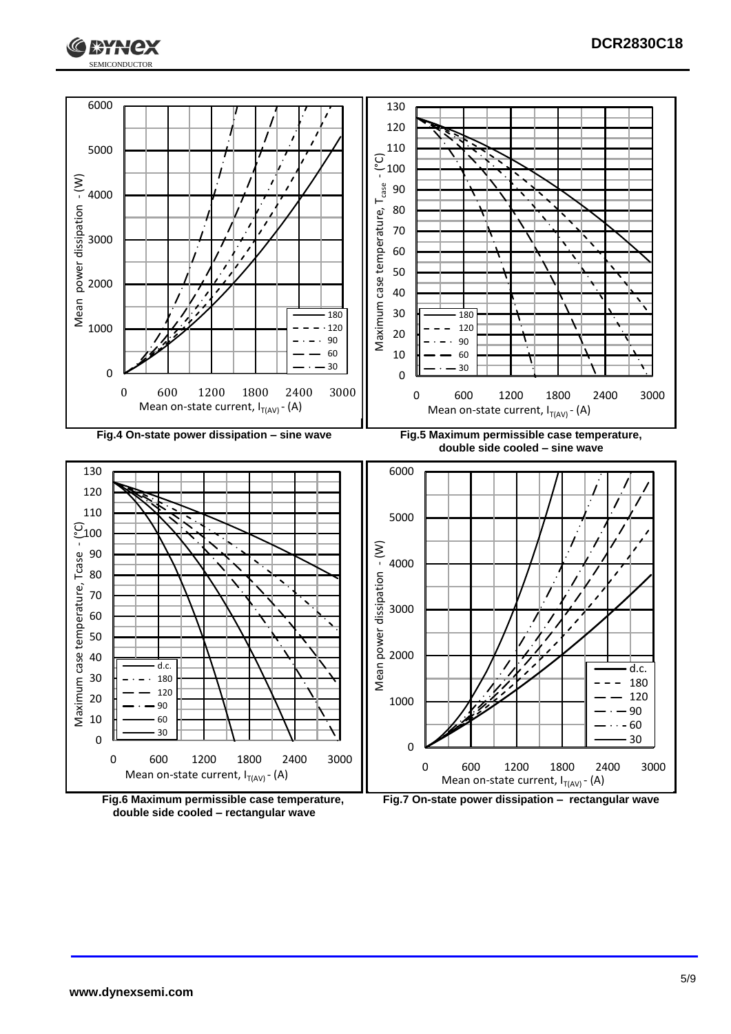Fig.4 On-state power dissipation – sine wave

Fig.5 Maximum permissible case temperature, double side cooled – sine wave

Fig.6 Maximum permissible case temperature, double side cooled – rectangular wave

Fig.7 On-state power dissipation – rectangular wave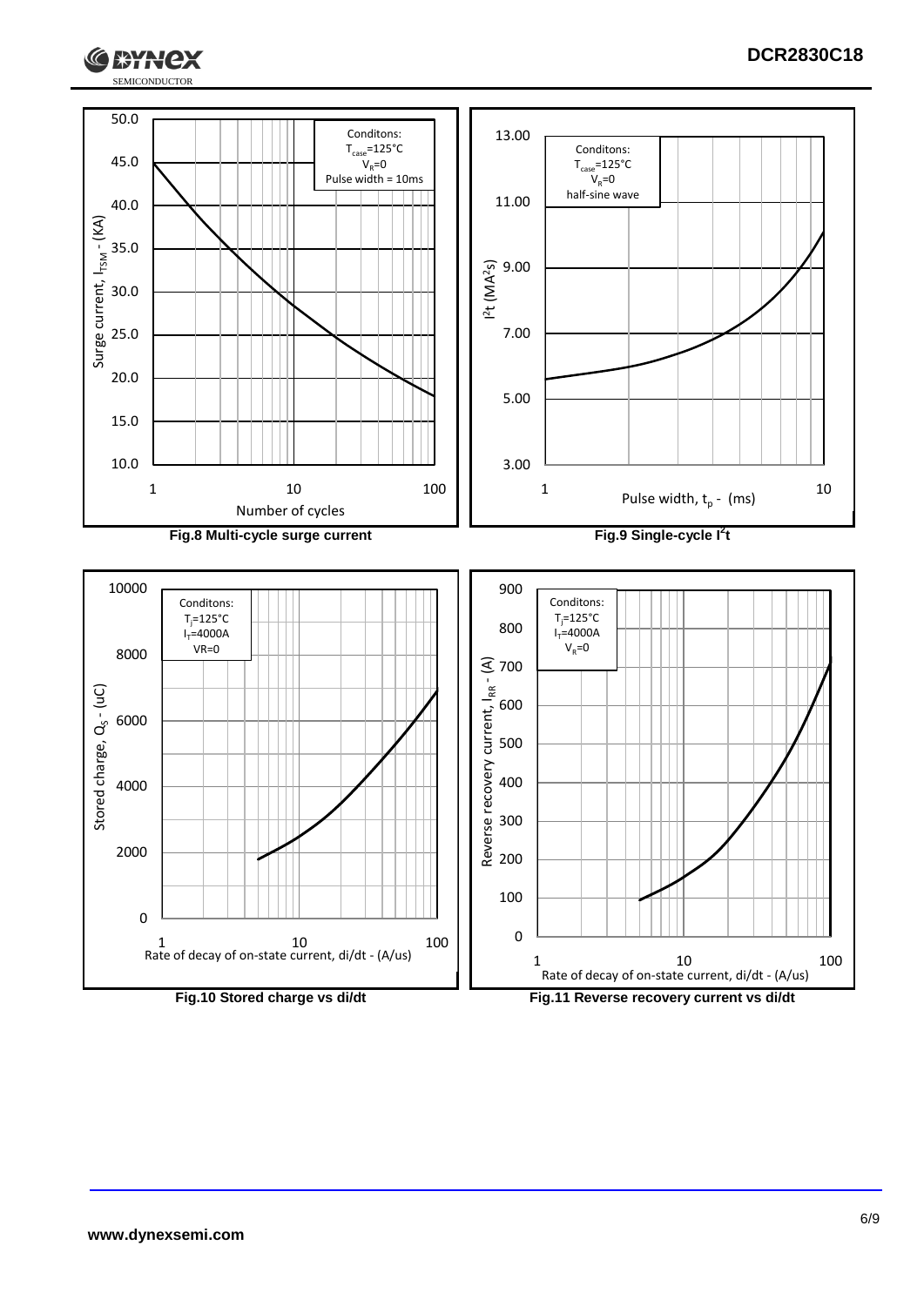Fig.8 Multi-cycle surge current

Fig.9 Single-cycle $I^2t$

Fig.10 Stored charge vs di/dt

Fig.11 Reverse recovery current vs di/dt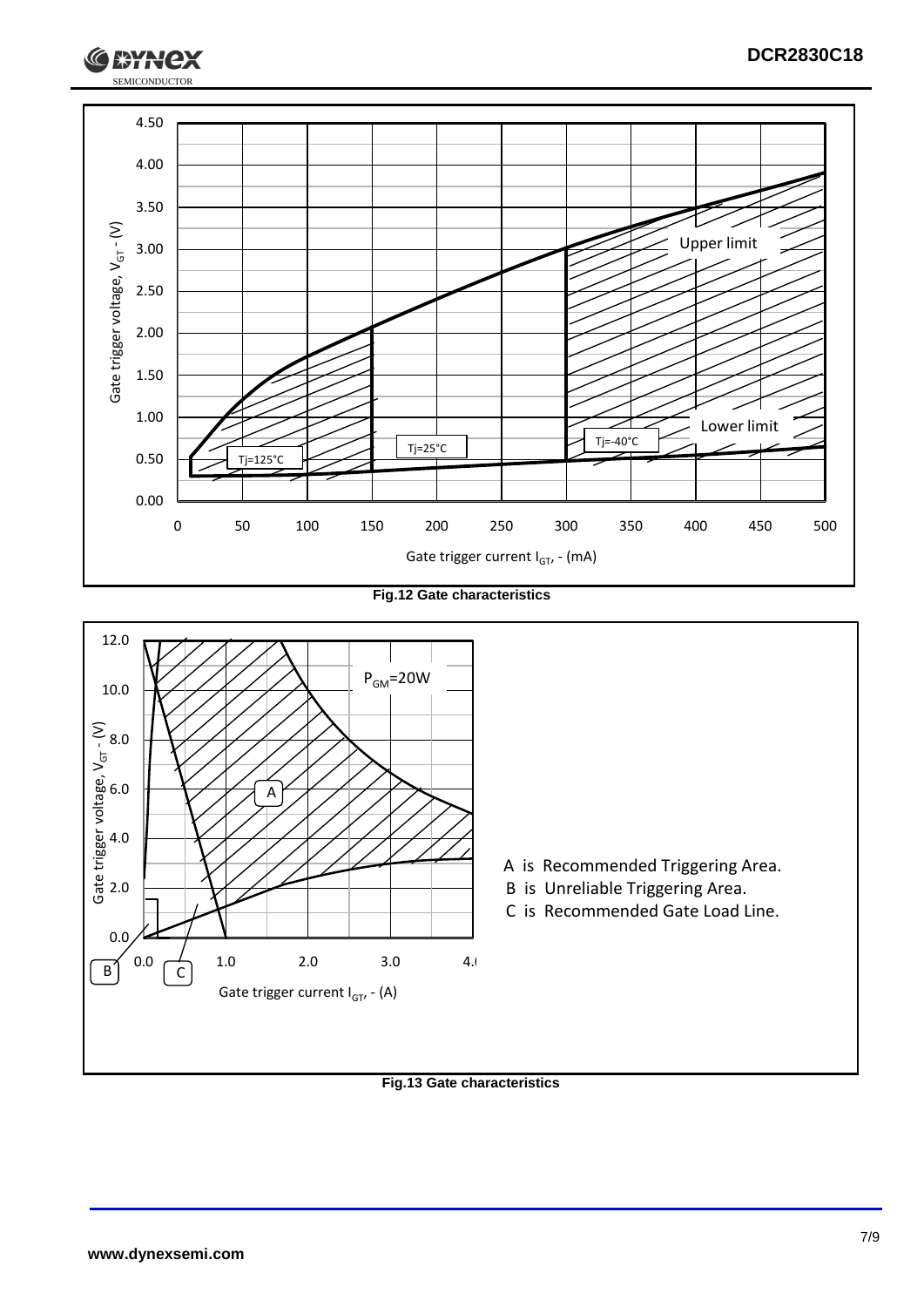Fig.12 Gate characteristics

A is Recommended Triggering Area.

B is Unreliable Triggering Area.

C is Recommended Gate Load Line.

Fig.13 Gate characteristics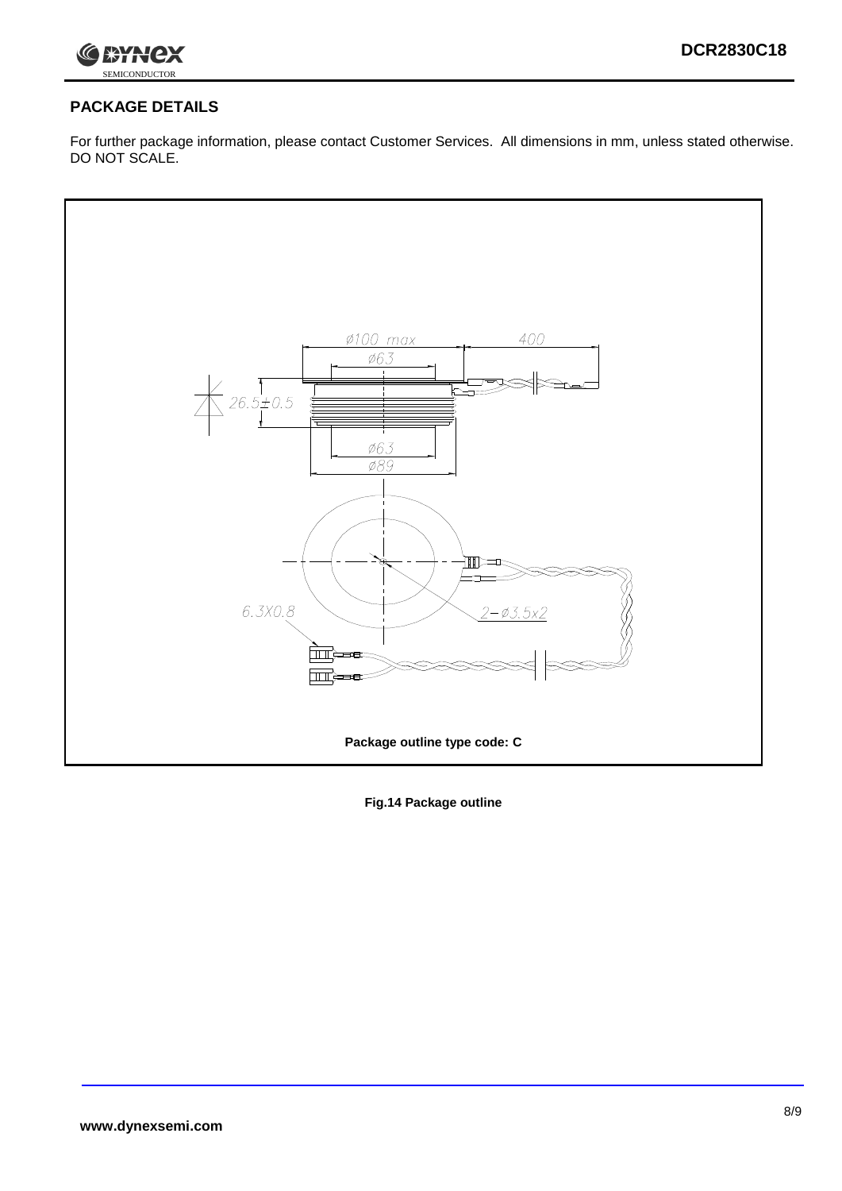## PACKAGE DETAILS

For further package information, please contact Customer Services. All dimensions in mm, unless stated otherwise. DO NOT SCALE.

Package outline type code: C

**Fig.14 Package outline**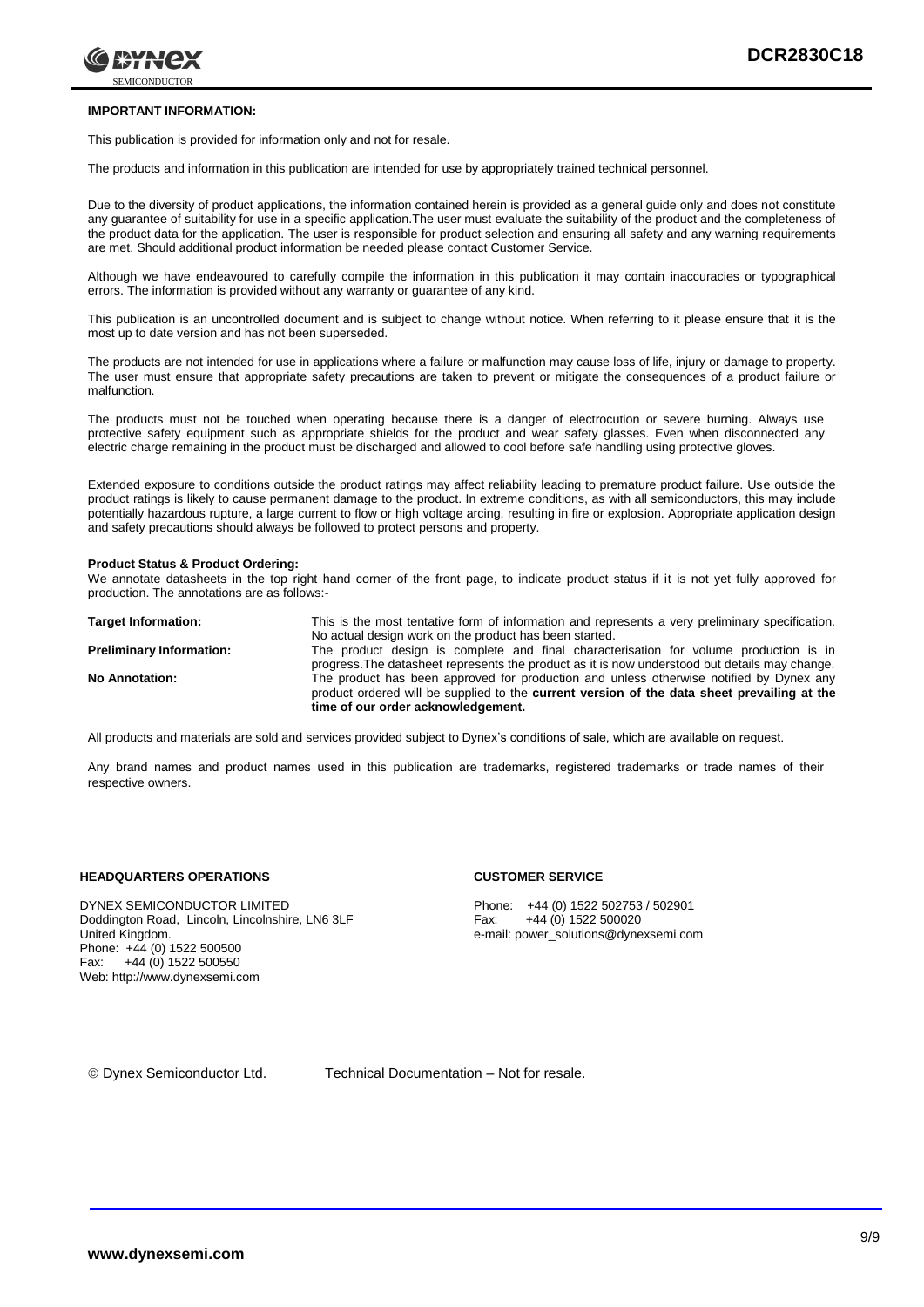**IMPORTANT INFORMATION:**

This publication is provided for information only and not for resale.

The products and information in this publication are intended for use by appropriately trained technical personnel.

Due to the diversity of product applications, the information contained herein is provided as a general guide only and does not constitute any guarantee of suitability for use in a specific application.The user must evaluate the suitability of the product and the completeness of the product data for the application. The user is responsible for product selection and ensuring all safety and any warning requirements are met. Should additional product information be needed please contact Customer Service.

Although we have endeavoured to carefully compile the information in this publication it may contain inaccuracies or typographical errors. The information is provided without any warranty or guarantee of any kind.

This publication is an uncontrolled document and is subject to change without notice. When referring to it please ensure that it is the most up to date version and has not been superseded.

The products are not intended for use in applications where a failure or malfunction may cause loss of life, injury or damage to property. The user must ensure that appropriate safety precautions are taken to prevent or mitigate the consequences of a product failure or malfunction.

The products must not be touched when operating because there is a danger of electrocution or severe burning. Always use protective safety equipment such as appropriate shields for the product and wear safety glasses. Even when disconnected any electric charge remaining in the product must be discharged and allowed to cool before safe handling using protective gloves.

Extended exposure to conditions outside the product ratings may affect reliability leading to premature product failure. Use outside the product ratings is likely to cause permanent damage to the product. In extreme conditions, as with all semiconductors, this may include potentially hazardous rupture, a large current to flow or high voltage arcing, resulting in fire or explosion. Appropriate application design and safety precautions should always be followed to protect persons and property.

**Product Status & Product Ordering:**

We annotate datasheets in the top right hand corner of the front page, to indicate product status if it is not yet fully approved for production. The annotations are as follows:-

| | |
|---|---|
| **Target Information:** | This is the most tentative form of information and represents a very preliminary specification. No actual design work on the product has been started. |
| **Preliminary Information:** | The product design is complete and final characterisation for volume production is in progress.The datasheet represents the product as it is now understood but details may change. |
| **No Annotation:** | The product has been approved for production and unless otherwise notified by Dynex any product ordered will be supplied to the **current version of the data sheet prevailing at the time of our order acknowledgement.** |

All products and materials are sold and services provided subject to Dynex's conditions of sale, which are available on request.

Any brand names and product names used in this publication are trademarks, registered trademarks or trade names of their respective owners.

**HEADQUARTERS OPERATIONS**

DYNEX SEMICONDUCTOR LIMITED
Doddington Road, Lincoln, Lincolnshire, LN6 3LF
United Kingdom.
Phone: +44 (0) 1522 500500
Fax: +44 (0) 1522 500550
Web: http://www.dynexsemi.com

**CUSTOMER SERVICE**

Phone: +44 (0) 1522 502753 / 502901
Fax: +44 (0) 1522 500020
e-mail: power_solutions@dynexsemi.com

© Dynex Semiconductor Ltd. Technical Documentation – Not for resale.